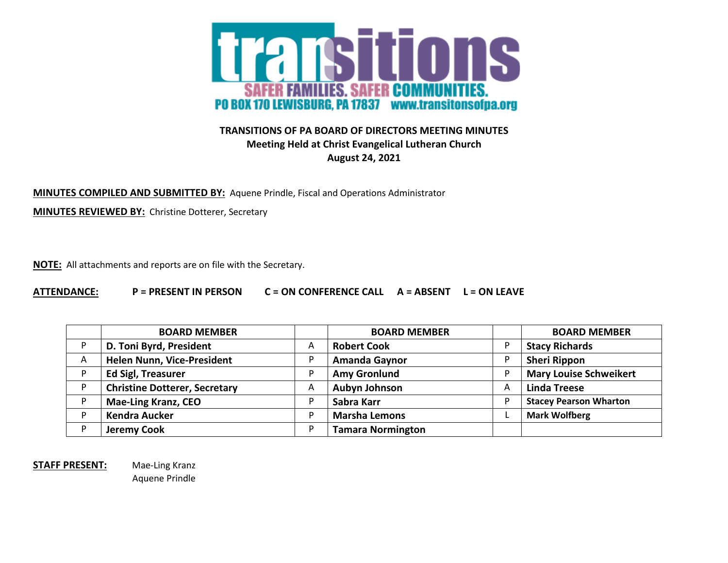transitions

SAFER FAMILIES. SAFER COMMUNITIES.

PO BOX 170 LEWISBURG, PA 17837 www.transitonsofpa.org

**TRANSITIONS OF PA BOARD OF DIRECTORS MEETING MINUTES**
**Meeting Held at Christ Evangelical Lutheran Church**
**August 24, 2021**

**MINUTES COMPILED AND SUBMITTED BY:** Aquene Prindle, Fiscal and Operations Administrator

**MINUTES REVIEWED BY:** Christine Dotterer, Secretary

**NOTE:** All attachments and reports are on file with the Secretary.

**ATTENDANCE:** **P = PRESENT IN PERSON C = ON CONFERENCE CALL A = ABSENT L = ON LEAVE**

| | BOARD MEMBER | | BOARD MEMBER | | BOARD MEMBER |
|---|---|---|---|---|---|
| P | **D. Toni Byrd, President** | A | **Robert Cook** | P | **Stacy Richards** |
| A | **Helen Nunn, Vice-President** | P | **Amanda Gaynor** | P | **Sheri Rippon** |
| P | **Ed Sigl, Treasurer** | P | **Amy Gronlund** | P | **Mary Louise Schweikert** |
| P | **Christine Dotterer, Secretary** | A | **Aubyn Johnson** | A | **Linda Treese** |
| P | **Mae-Ling Kranz, CEO** | P | **Sabra Karr** | P | **Stacey Pearson Wharton** |
| P | **Kendra Aucker** | P | **Marsha Lemons** | L | **Mark Wolfberg** |
| P | **Jeremy Cook** | P | **Tamara Normington** | | |

**STAFF PRESENT:** Mae-Ling Kranz
Aquene Prindle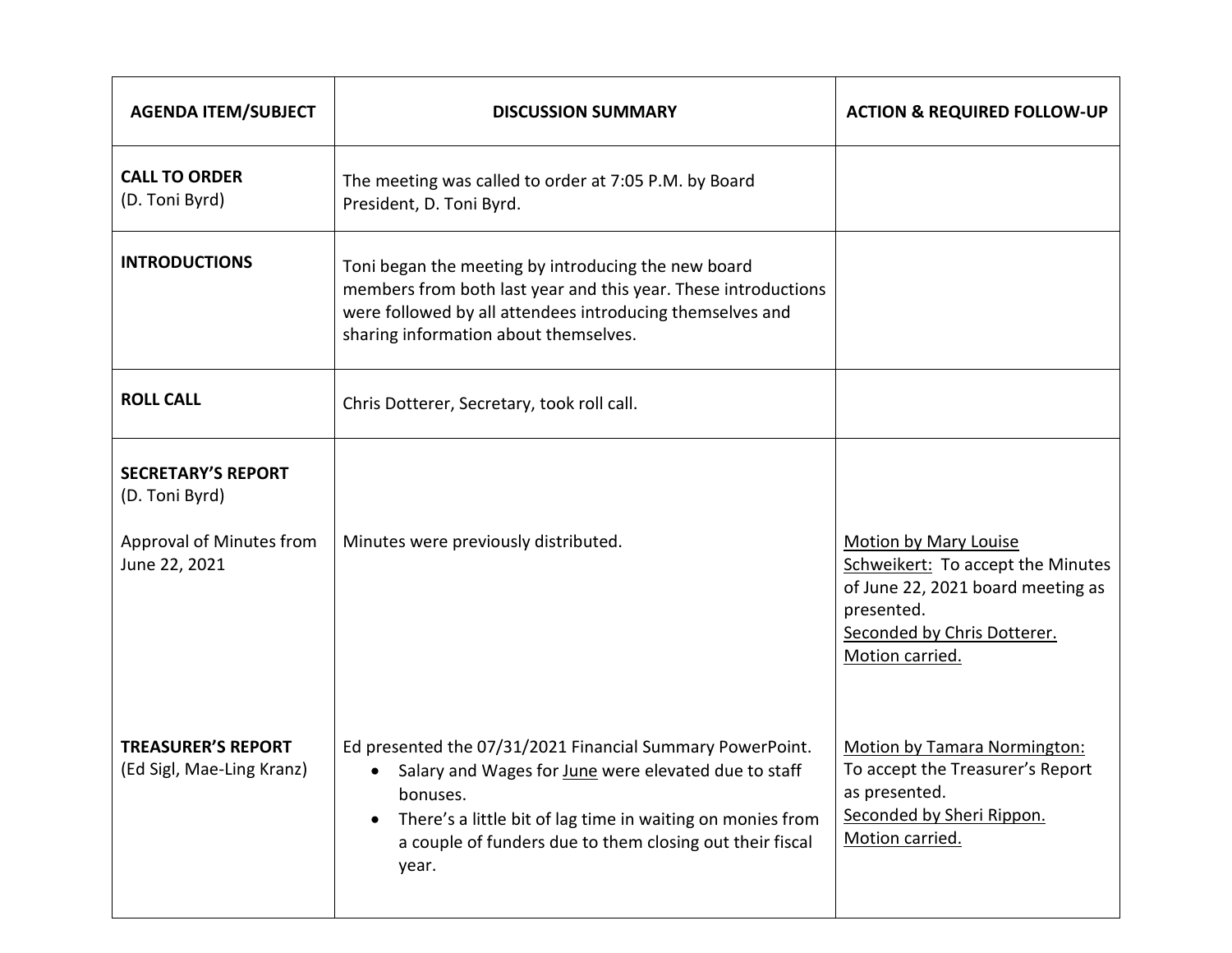| AGENDA ITEM/SUBJECT | DISCUSSION SUMMARY | ACTION & REQUIRED FOLLOW-UP |
|---|---|---|
| **CALL TO ORDER** (D. Toni Byrd) | The meeting was called to order at 7:05 P.M. by Board President, D. Toni Byrd. | |
| **INTRODUCTIONS** | Toni began the meeting by introducing the new board members from both last year and this year. These introductions were followed by all attendees introducing themselves and sharing information about themselves. | |
| **ROLL CALL** | Chris Dotterer, Secretary, took roll call. | |
| **SECRETARY'S REPORT** (D. Toni Byrd)<br><br>Approval of Minutes from June 22, 2021 | Minutes were previously distributed. | <u>Motion by Mary Louise Schweikert:</u> To accept the Minutes of June 22, 2021 board meeting as presented.<br><u>Seconded by Chris Dotterer.</u><br><u>Motion carried.</u> |
| **TREASURER'S REPORT** (Ed Sigl, Mae-Ling Kranz) | Ed presented the 07/31/2021 Financial Summary PowerPoint.<br>• Salary and Wages for <u>June</u> were elevated due to staff bonuses.<br>• There's a little bit of lag time in waiting on monies from a couple of funders due to them closing out their fiscal year. | <u>Motion by Tamara Normington:</u> To accept the Treasurer's Report as presented.<br><u>Seconded by Sheri Rippon.</u><br><u>Motion carried.</u> |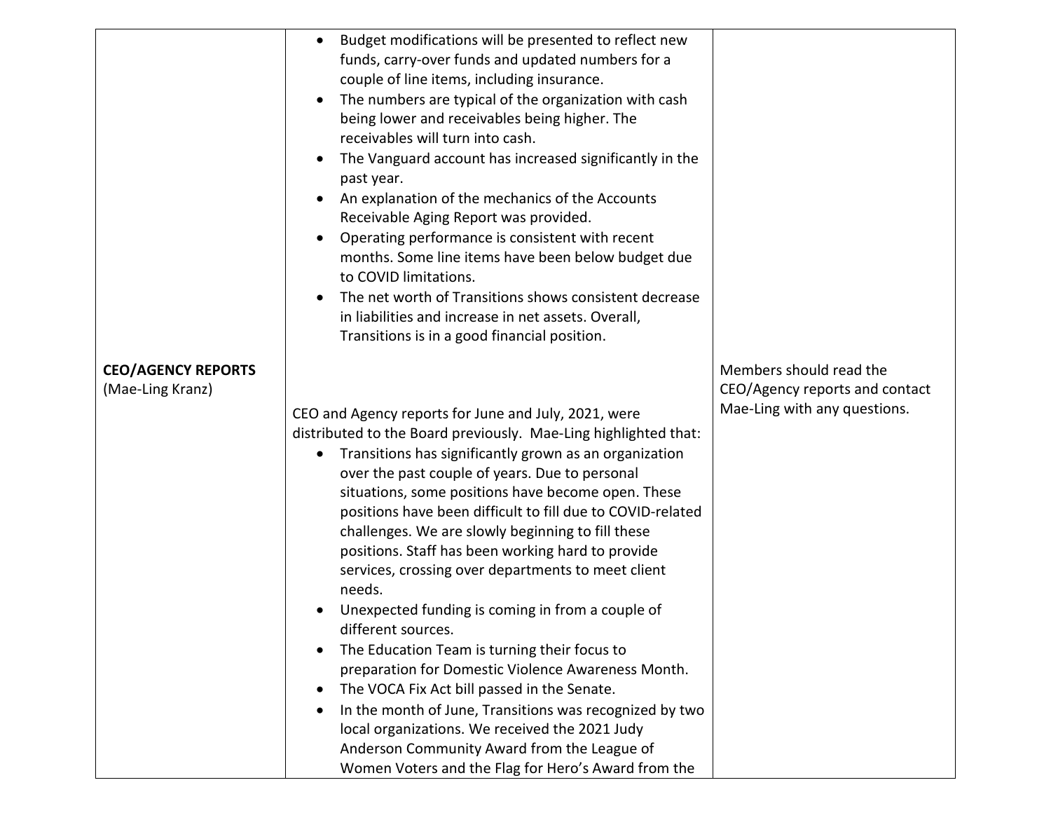| | | |
|---|---|---|
| | • Budget modifications will be presented to reflect new funds, carry-over funds and updated numbers for a couple of line items, including insurance.<br>• The numbers are typical of the organization with cash being lower and receivables being higher. The receivables will turn into cash.<br>• The Vanguard account has increased significantly in the past year.<br>• An explanation of the mechanics of the Accounts Receivable Aging Report was provided.<br>• Operating performance is consistent with recent months. Some line items have been below budget due to COVID limitations.<br>• The net worth of Transitions shows consistent decrease in liabilities and increase in net assets. Overall, Transitions is in a good financial position. | |
| **CEO/AGENCY REPORTS**<br>(Mae-Ling Kranz) | CEO and Agency reports for June and July, 2021, were distributed to the Board previously. Mae-Ling highlighted that:<br>• Transitions has significantly grown as an organization over the past couple of years. Due to personal situations, some positions have become open. These positions have been difficult to fill due to COVID-related challenges. We are slowly beginning to fill these positions. Staff has been working hard to provide services, crossing over departments to meet client needs.<br>• Unexpected funding is coming in from a couple of different sources.<br>• The Education Team is turning their focus to preparation for Domestic Violence Awareness Month.<br>• The VOCA Fix Act bill passed in the Senate.<br>• In the month of June, Transitions was recognized by two local organizations. We received the 2021 Judy Anderson Community Award from the League of Women Voters and the Flag for Hero's Award from the | Members should read the CEO/Agency reports and contact Mae-Ling with any questions. |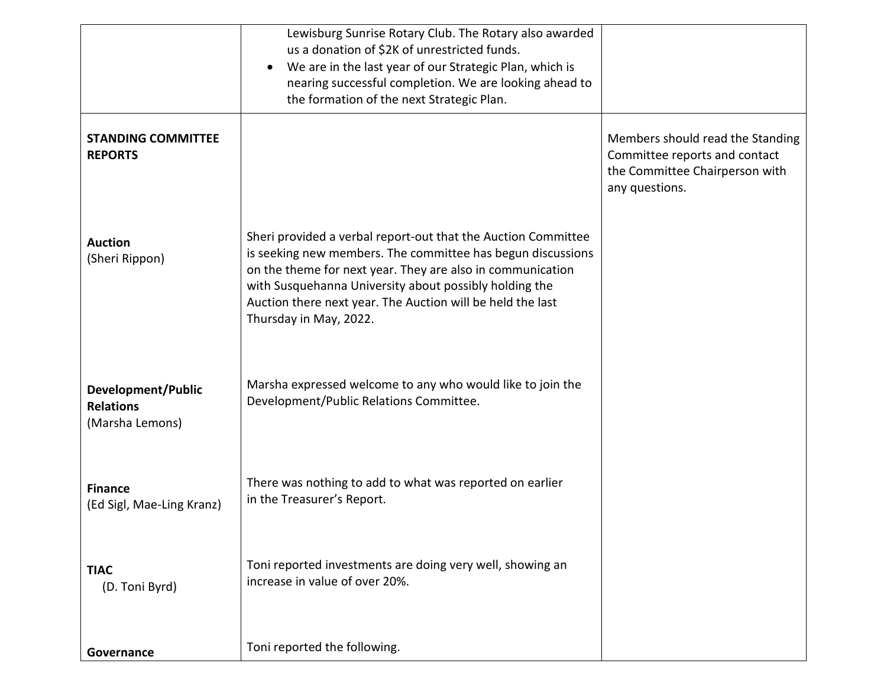| | | |
|---|---|---|
| | Lewisburg Sunrise Rotary Club. The Rotary also awarded us a donation of $2K of unrestricted funds.<br>• We are in the last year of our Strategic Plan, which is nearing successful completion. We are looking ahead to the formation of the next Strategic Plan. | |
| **STANDING COMMITTEE REPORTS**<br><br>**Auction**<br>(Sheri Rippon) | Sheri provided a verbal report-out that the Auction Committee is seeking new members. The committee has begun discussions on the theme for next year. They are also in communication with Susquehanna University about possibly holding the Auction there next year. The Auction will be held the last Thursday in May, 2022. | Members should read the Standing Committee reports and contact the Committee Chairperson with any questions. |
| **Development/Public Relations**<br>(Marsha Lemons) | Marsha expressed welcome to any who would like to join the Development/Public Relations Committee. | |
| **Finance**<br>(Ed Sigl, Mae-Ling Kranz) | There was nothing to add to what was reported on earlier in the Treasurer's Report. | |
| **TIAC**<br>(D. Toni Byrd) | Toni reported investments are doing very well, showing an increase in value of over 20%. | |
| **Governance** | Toni reported the following. | |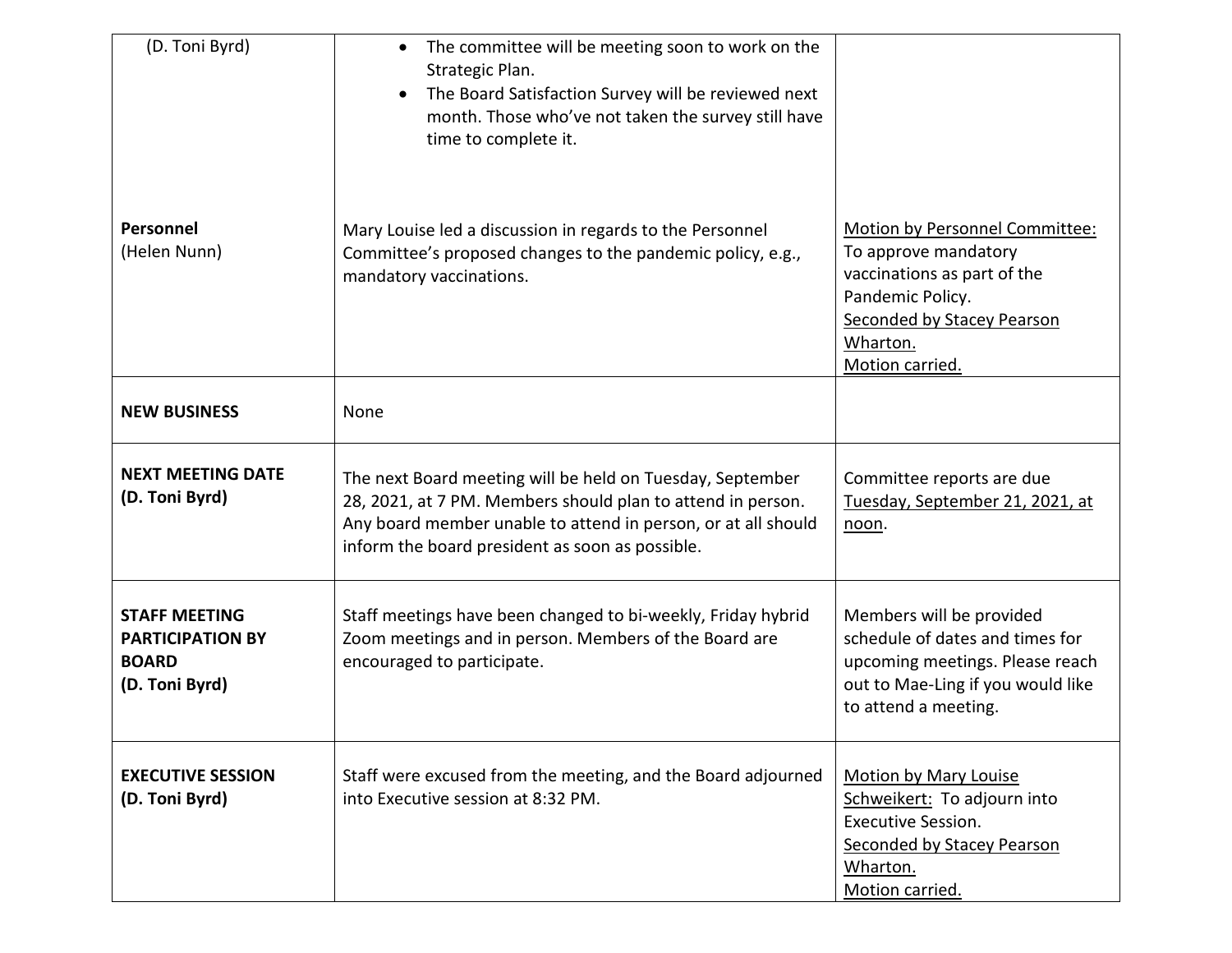| | | |
|---|---|---|
| (D. Toni Byrd) | • The committee will be meeting soon to work on the Strategic Plan.<br>• The Board Satisfaction Survey will be reviewed next month. Those who've not taken the survey still have time to complete it. | |
| **Personnel**<br>(Helen Nunn) | Mary Louise led a discussion in regards to the Personnel Committee's proposed changes to the pandemic policy, e.g., mandatory vaccinations. | Motion by Personnel Committee: To approve mandatory vaccinations as part of the Pandemic Policy.<br>Seconded by Stacey Pearson Wharton.<br>Motion carried. |
| **NEW BUSINESS** | None | |
| **NEXT MEETING DATE (D. Toni Byrd)** | The next Board meeting will be held on Tuesday, September 28, 2021, at 7 PM. Members should plan to attend in person. Any board member unable to attend in person, or at all should inform the board president as soon as possible. | Committee reports are due Tuesday, September 21, 2021, at noon. |
| **STAFF MEETING PARTICIPATION BY BOARD (D. Toni Byrd)** | Staff meetings have been changed to bi-weekly, Friday hybrid Zoom meetings and in person. Members of the Board are encouraged to participate. | Members will be provided schedule of dates and times for upcoming meetings. Please reach out to Mae-Ling if you would like to attend a meeting. |
| **EXECUTIVE SESSION (D. Toni Byrd)** | Staff were excused from the meeting, and the Board adjourned into Executive session at 8:32 PM. | Motion by Mary Louise Schweikert: To adjourn into Executive Session.<br>Seconded by Stacey Pearson Wharton.<br>Motion carried. |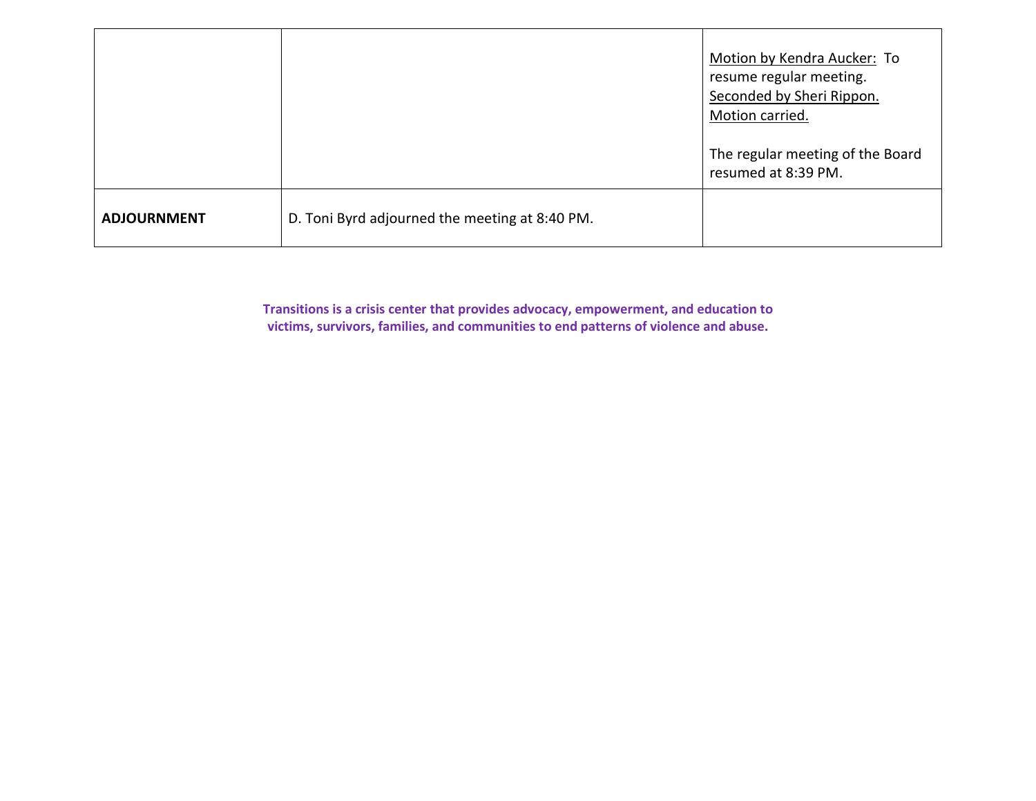| | | |
|---|---|---|
| | | Motion by Kendra Aucker: To resume regular meeting. Seconded by Sheri Rippon. Motion carried.<br><br>The regular meeting of the Board resumed at 8:39 PM. |
| **ADJOURNMENT** | D. Toni Byrd adjourned the meeting at 8:40 PM. | |

**Transitions is a crisis center that provides advocacy, empowerment, and education to victims, survivors, families, and communities to end patterns of violence and abuse.**